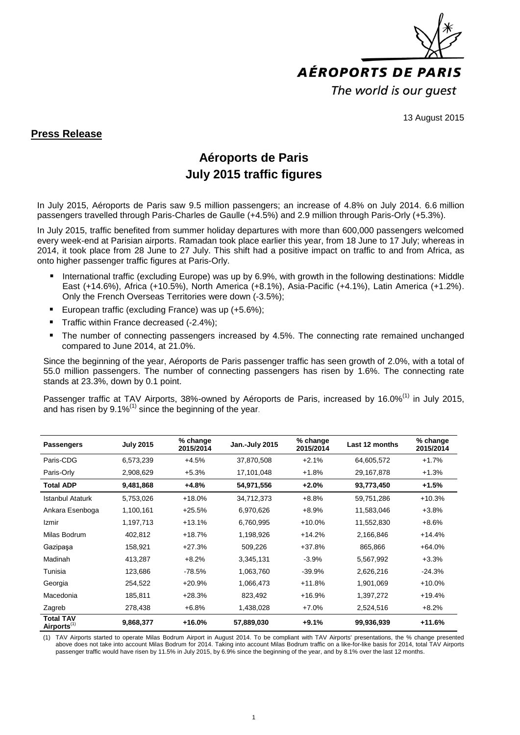AÉROPORTS DE PARIS

*The world is our guest*

13 August 2015

**Press Release**

# Aéroports de Paris
# July 2015 traffic figures

In July 2015, Aéroports de Paris saw 9.5 million passengers; an increase of 4.8% on July 2014. 6.6 million passengers travelled through Paris-Charles de Gaulle (+4.5%) and 2.9 million through Paris-Orly (+5.3%).

In July 2015, traffic benefited from summer holiday departures with more than 600,000 passengers welcomed every week-end at Parisian airports. Ramadan took place earlier this year, from 18 June to 17 July; whereas in 2014, it took place from 28 June to 27 July. This shift had a positive impact on traffic to and from Africa, as onto higher passenger traffic figures at Paris-Orly.

- International traffic (excluding Europe) was up by 6.9%, with growth in the following destinations: Middle East (+14.6%), Africa (+10.5%), North America (+8.1%), Asia-Pacific (+4.1%), Latin America (+1.2%). Only the French Overseas Territories were down (-3.5%);
- European traffic (excluding France) was up (+5.6%);
- Traffic within France decreased (-2.4%);
- The number of connecting passengers increased by 4.5%. The connecting rate remained unchanged compared to June 2014, at 21.0%.

Since the beginning of the year, Aéroports de Paris passenger traffic has seen growth of 2.0%, with a total of 55.0 million passengers. The number of connecting passengers has risen by 1.6%. The connecting rate stands at 23.3%, down by 0.1 point.

Passenger traffic at TAV Airports, 38%-owned by Aéroports de Paris, increased by 16.0%(1) in July 2015, and has risen by 9.1%(1) since the beginning of the year.

| Passengers | July 2015 | % change 2015/2014 | Jan.-July 2015 | % change 2015/2014 | Last 12 months | % change 2015/2014 |
|---|---|---|---|---|---|---|
| Paris-CDG | 6,573,239 | +4.5% | 37,870,508 | +2.1% | 64,605,572 | +1.7% |
| Paris-Orly | 2,908,629 | +5.3% | 17,101,048 | +1.8% | 29,167,878 | +1.3% |
| **Total ADP** | **9,481,868** | **+4.8%** | **54,971,556** | **+2.0%** | **93,773,450** | **+1.5%** |
| Istanbul Ataturk | 5,753,026 | +18.0% | 34,712,373 | +8.8% | 59,751,286 | +10.3% |
| Ankara Esenboga | 1,100,161 | +25.5% | 6,970,626 | +8.9% | 11,583,046 | +3.8% |
| Izmir | 1,197,713 | +13.1% | 6,760,995 | +10.0% | 11,552,830 | +8.6% |
| Milas Bodrum | 402,812 | +18.7% | 1,198,926 | +14.2% | 2,166,846 | +14.4% |
| Gazipaşa | 158,921 | +27.3% | 509,226 | +37.8% | 865,866 | +64.0% |
| Madinah | 413,287 | +8.2% | 3,345,131 | -3.9% | 5,567,992 | +3.3% |
| Tunisia | 123,686 | -78.5% | 1,063,760 | -39.9% | 2,626,216 | -24.3% |
| Georgia | 254,522 | +20.9% | 1,066,473 | +11.8% | 1,901,069 | +10.0% |
| Macedonia | 185,811 | +28.3% | 823,492 | +16.9% | 1,397,272 | +19.4% |
| Zagreb | 278,438 | +6.8% | 1,438,028 | +7.0% | 2,524,516 | +8.2% |
| **Total TAV Airports**(1) | **9,868,377** | **+16.0%** | **57,889,030** | **+9.1%** | **99,936,939** | **+11.6%** |

(1) TAV Airports started to operate Milas Bodrum Airport in August 2014. To be compliant with TAV Airports' presentations, the % change presented above does not take into account Milas Bodrum for 2014. Taking into account Milas Bodrum traffic on a like-for-like basis for 2014, total TAV Airports passenger traffic would have risen by 11.5% in July 2015, by 6.9% since the beginning of the year, and by 8.1% over the last 12 months.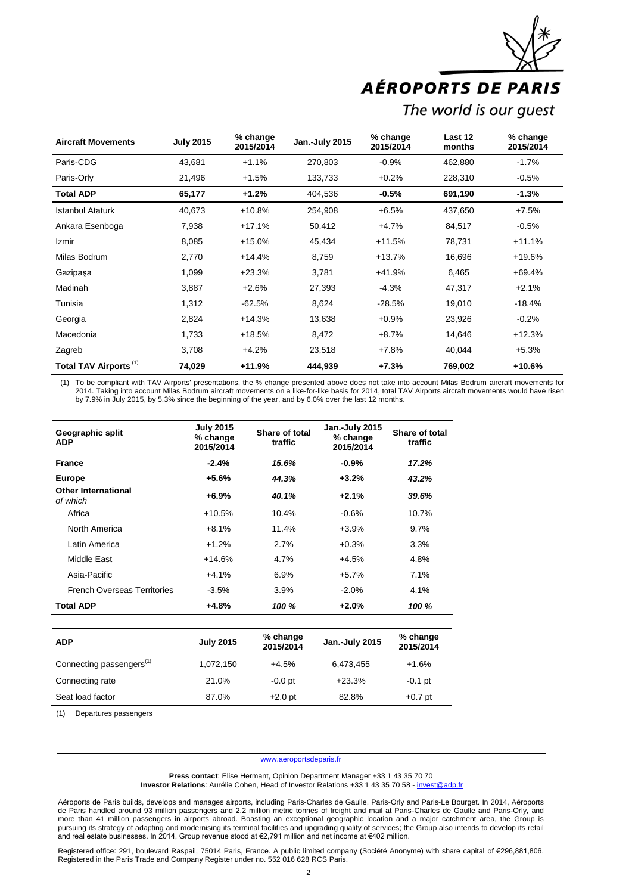| Aircraft Movements | July 2015 | % change 2015/2014 | Jan.-July 2015 | % change 2015/2014 | Last 12 months | % change 2015/2014 |
|---|---|---|---|---|---|---|
| Paris-CDG | 43,681 | +1.1% | 270,803 | -0.9% | 462,880 | -1.7% |
| Paris-Orly | 21,496 | +1.5% | 133,733 | +0.2% | 228,310 | -0.5% |
| **Total ADP** | **65,177** | **+1.2%** | **404,536** | **-0.5%** | **691,190** | **-1.3%** |
| Istanbul Ataturk | 40,673 | +10.8% | 254,908 | +6.5% | 437,650 | +7.5% |
| Ankara Esenboga | 7,938 | +17.1% | 50,412 | +4.7% | 84,517 | -0.5% |
| Izmir | 8,085 | +15.0% | 45,434 | +11.5% | 78,731 | +11.1% |
| Milas Bodrum | 2,770 | +14.4% | 8,759 | +13.7% | 16,696 | +19.6% |
| Gazipaşa | 1,099 | +23.3% | 3,781 | +41.9% | 6,465 | +69.4% |
| Madinah | 3,887 | +2.6% | 27,393 | -4.3% | 47,317 | +2.1% |
| Tunisia | 1,312 | -62.5% | 8,624 | -28.5% | 19,010 | -18.4% |
| Georgia | 2,824 | +14.3% | 13,638 | +0.9% | 23,926 | -0.2% |
| Macedonia | 1,733 | +18.5% | 8,472 | +8.7% | 14,646 | +12.3% |
| Zagreb | 3,708 | +4.2% | 23,518 | +7.8% | 40,044 | +5.3% |
| **Total TAV Airports** [1] | **74,029** | **+11.9%** | **444,939** | **+7.3%** | **769,002** | **+10.6%** |

(1) To be compliant with TAV Airports' presentations, the % change presented above does not take into account Milas Bodrum aircraft movements for 2014. Taking into account Milas Bodrum aircraft movements on a like-for-like basis for 2014, total TAV Airports aircraft movements would have risen by 7.9% in July 2015, by 5.3% since the beginning of the year, and by 6.0% over the last 12 months.

| Geographic split ADP | July 2015 % change 2015/2014 | Share of total traffic | Jan.-July 2015 % change 2015/2014 | Share of total traffic |
|---|---|---|---|---|
| **France** | **-2.4%** | ***15.6%*** | **-0.9%** | ***17.2%*** |
| **Europe** | **+5.6%** | ***44.3%*** | **+3.2%** | ***43.2%*** |
| **Other International** *of which* | **+6.9%** | ***40.1%*** | **+2.1%** | ***39.6%*** |
| Africa | +10.5% | 10.4% | -0.6% | 10.7% |
| North America | +8.1% | 11.4% | +3.9% | 9.7% |
| Latin America | +1.2% | 2.7% | +0.3% | 3.3% |
| Middle East | +14.6% | 4.7% | +4.5% | 4.8% |
| Asia-Pacific | +4.1% | 6.9% | +5.7% | 7.1% |
| French Overseas Territories | -3.5% | 3.9% | -2.0% | 4.1% |
| **Total ADP** | **+4.8%** | ***100 %*** | **+2.0%** | ***100 %*** |

| ADP | July 2015 | % change 2015/2014 | Jan.-July 2015 | % change 2015/2014 |
|---|---|---|---|---|
| Connecting passengers[1] | 1,072,150 | +4.5% | 6,473,455 | +1.6% |
| Connecting rate | 21.0% | -0.0 pt | +23.3% | -0.1 pt |
| Seat load factor | 87.0% | +2.0 pt | 82.8% | +0.7 pt |

(1) Departures passengers

www.aeroportsdeparis.fr

**Press contact**: Elise Hermant, Opinion Department Manager +33 1 43 35 70 70
**Investor Relations**: Aurélie Cohen, Head of Investor Relations +33 1 43 35 70 58 - invest@adp.fr

Aéroports de Paris builds, develops and manages airports, including Paris-Charles de Gaulle, Paris-Orly and Paris-Le Bourget. In 2014, Aéroports de Paris handled around 93 million passengers and 2.2 million metric tonnes of freight and mail at Paris-Charles de Gaulle and Paris-Orly, and more than 41 million passengers in airports abroad. Boasting an exceptional geographic location and a major catchment area, the Group is pursuing its strategy of adapting and modernising its terminal facilities and upgrading quality of services; the Group also intends to develop its retail and real estate businesses. In 2014, Group revenue stood at €2,791 million and net income at €402 million.

Registered office: 291, boulevard Raspail, 75014 Paris, France. A public limited company (Société Anonyme) with share capital of €296,881,806. Registered in the Paris Trade and Company Register under no. 552 016 628 RCS Paris.